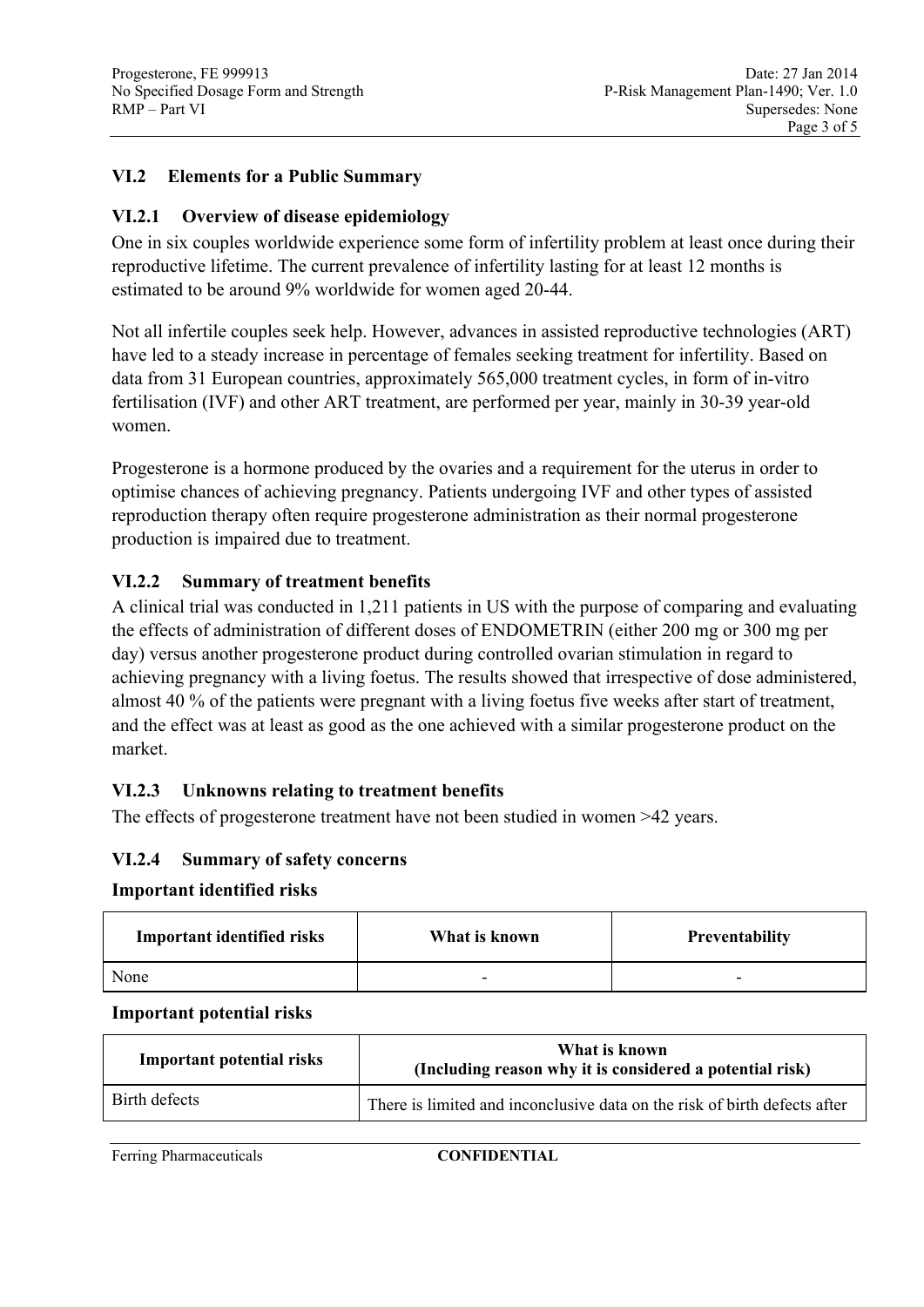## VI.2 Elements for a Public Summary

### VI.2.1 Overview of disease epidemiology

One in six couples worldwide experience some form of infertility problem at least once during their reproductive lifetime. The current prevalence of infertility lasting for at least 12 months is estimated to be around 9% worldwide for women aged 20-44.

Not all infertile couples seek help. However, advances in assisted reproductive technologies (ART) have led to a steady increase in percentage of females seeking treatment for infertility. Based on data from 31 European countries, approximately 565,000 treatment cycles, in form of in-vitro fertilisation (IVF) and other ART treatment, are performed per year, mainly in 30-39 year-old women.

Progesterone is a hormone produced by the ovaries and a requirement for the uterus in order to optimise chances of achieving pregnancy. Patients undergoing IVF and other types of assisted reproduction therapy often require progesterone administration as their normal progesterone production is impaired due to treatment.

### VI.2.2 Summary of treatment benefits

A clinical trial was conducted in 1,211 patients in US with the purpose of comparing and evaluating the effects of administration of different doses of ENDOMETRIN (either 200 mg or 300 mg per day) versus another progesterone product during controlled ovarian stimulation in regard to achieving pregnancy with a living foetus. The results showed that irrespective of dose administered, almost 40 % of the patients were pregnant with a living foetus five weeks after start of treatment, and the effect was at least as good as the one achieved with a similar progesterone product on the market.

### VI.2.3 Unknowns relating to treatment benefits

The effects of progesterone treatment have not been studied in women >42 years.

### VI.2.4 Summary of safety concerns

**Important identified risks**

| Important identified risks | What is known | Preventability |
|---|---|---|
| None | - | - |

**Important potential risks**

| Important potential risks | What is known (Including reason why it is considered a potential risk) |
|---|---|
| Birth defects | There is limited and inconclusive data on the risk of birth defects after |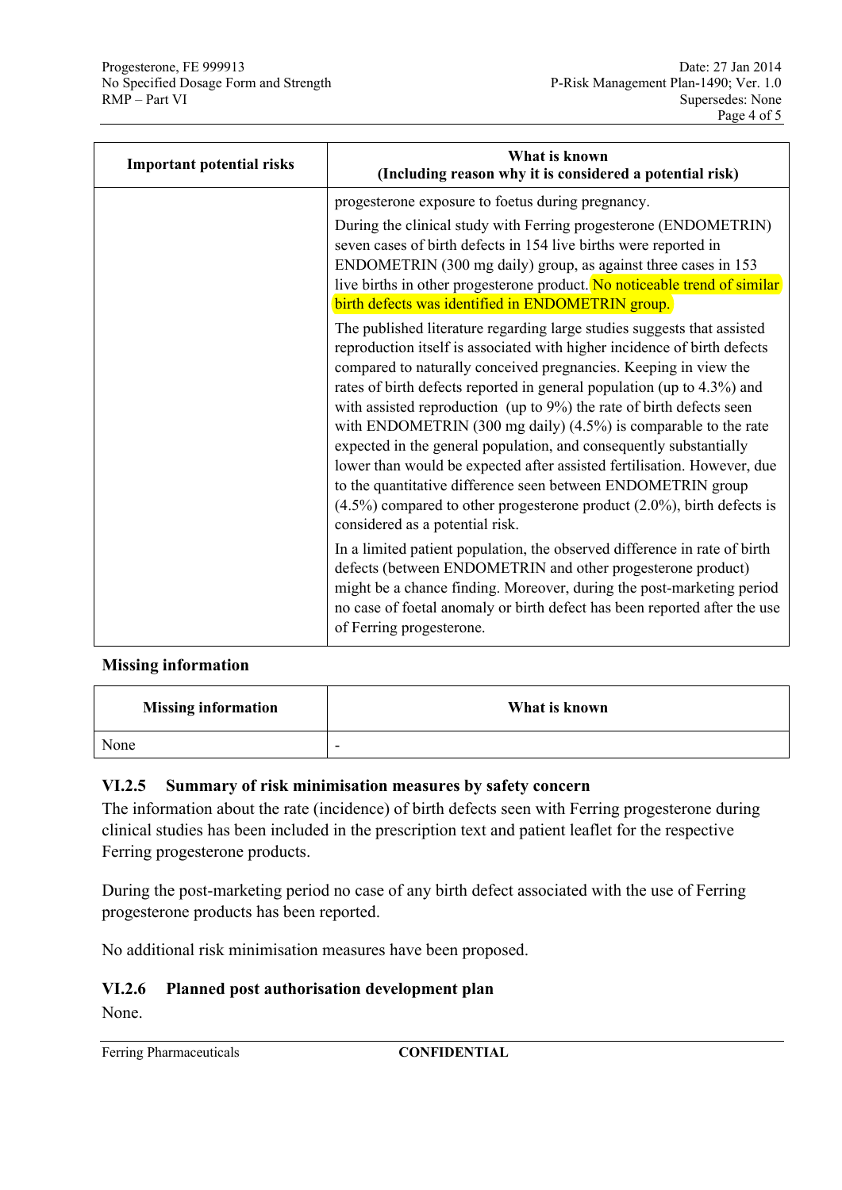| Important potential risks | What is known (Including reason why it is considered a potential risk) |
| --- | --- |
| | progesterone exposure to foetus during pregnancy.<br><br>During the clinical study with Ferring progesterone (ENDOMETRIN) seven cases of birth defects in 154 live births were reported in ENDOMETRIN (300 mg daily) group, as against three cases in 153 live births in other progesterone product. No noticeable trend of similar birth defects was identified in ENDOMETRIN group.<br><br>The published literature regarding large studies suggests that assisted reproduction itself is associated with higher incidence of birth defects compared to naturally conceived pregnancies. Keeping in view the rates of birth defects reported in general population (up to 4.3%) and with assisted reproduction (up to 9%) the rate of birth defects seen with ENDOMETRIN (300 mg daily) (4.5%) is comparable to the rate expected in the general population, and consequently substantially lower than would be expected after assisted fertilisation. However, due to the quantitative difference seen between ENDOMETRIN group (4.5%) compared to other progesterone product (2.0%), birth defects is considered as a potential risk.<br><br>In a limited patient population, the observed difference in rate of birth defects (between ENDOMETRIN and other progesterone product) might be a chance finding. Moreover, during the post-marketing period no case of foetal anomaly or birth defect has been reported after the use of Ferring progesterone. |

**Missing information**

| Missing information | What is known |
| --- | --- |
| None | - |

### VI.2.5 Summary of risk minimisation measures by safety concern

The information about the rate (incidence) of birth defects seen with Ferring progesterone during clinical studies has been included in the prescription text and patient leaflet for the respective Ferring progesterone products.

During the post-marketing period no case of any birth defect associated with the use of Ferring progesterone products has been reported.

No additional risk minimisation measures have been proposed.

### VI.2.6 Planned post authorisation development plan

None.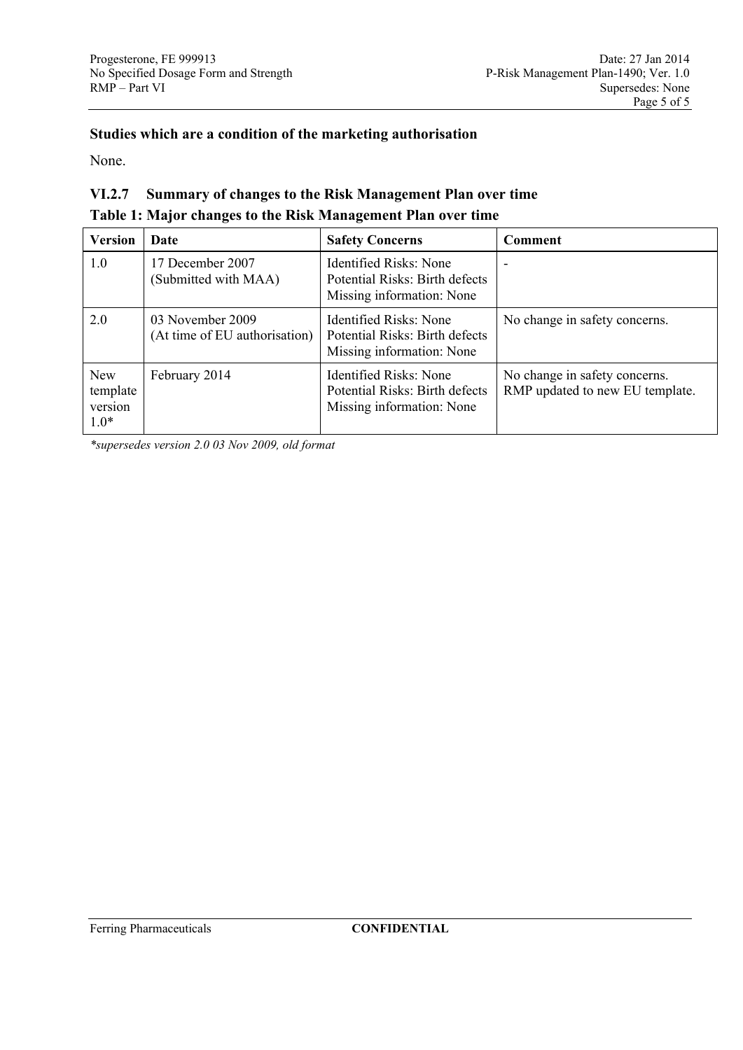**Studies which are a condition of the marketing authorisation**

None.

### VI.2.7 Summary of changes to the Risk Management Plan over time

**Table 1: Major changes to the Risk Management Plan over time**

| Version | Date | Safety Concerns | Comment |
|---|---|---|---|
| 1.0 | 17 December 2007 (Submitted with MAA) | Identified Risks: None<br>Potential Risks: Birth defects<br>Missing information: None | - |
| 2.0 | 03 November 2009 (At time of EU authorisation) | Identified Risks: None<br>Potential Risks: Birth defects<br>Missing information: None | No change in safety concerns. |
| New template version 1.0* | February 2014 | Identified Risks: None<br>Potential Risks: Birth defects<br>Missing information: None | No change in safety concerns.<br>RMP updated to new EU template. |

*\*supersedes version 2.0 03 Nov 2009, old format*